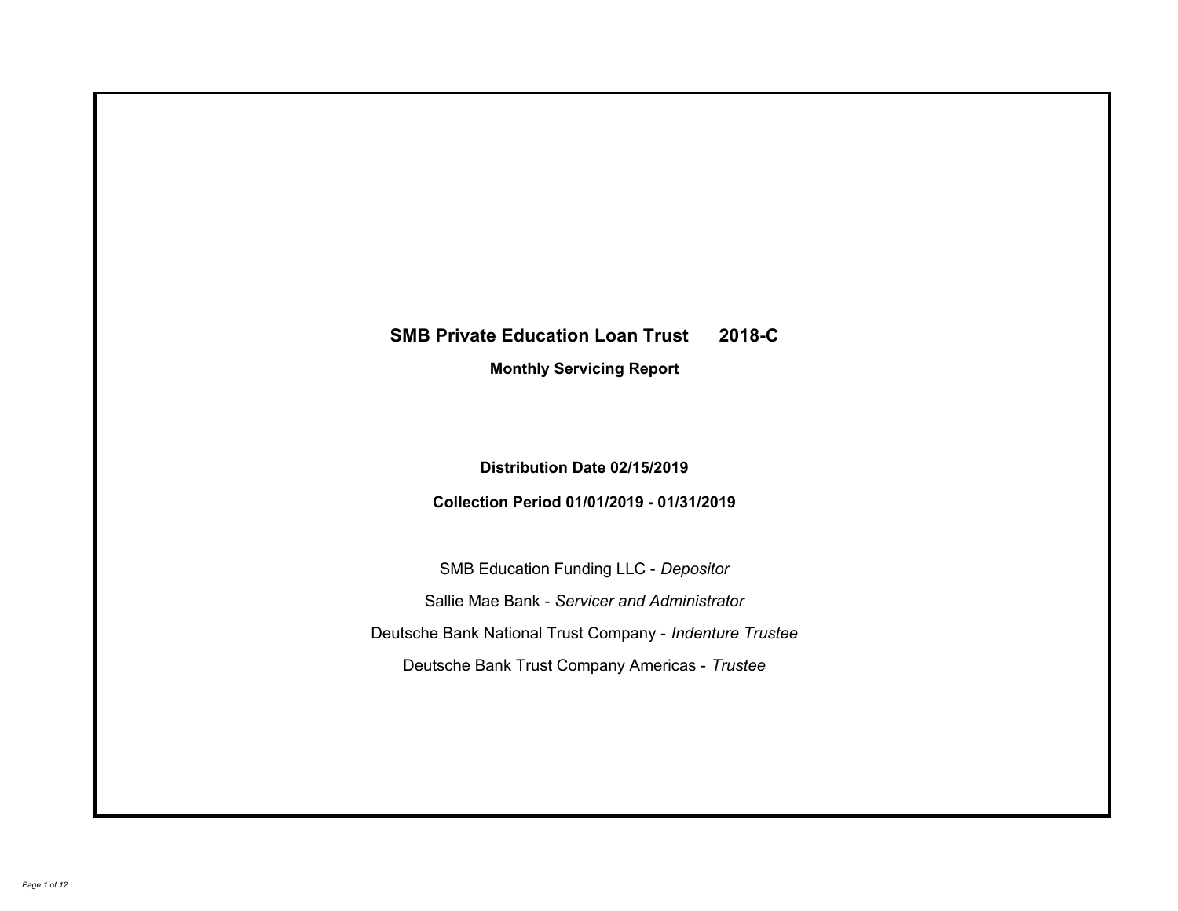# SMB Private Education Loan Trust 2018-C

## Monthly Servicing Report

**Distribution Date 02/15/2019**

**Collection Period 01/01/2019 - 01/31/2019**

SMB Education Funding LLC - *Depositor*

Sallie Mae Bank - *Servicer and Administrator*

Deutsche Bank National Trust Company - *Indenture Trustee*

Deutsche Bank Trust Company Americas - *Trustee*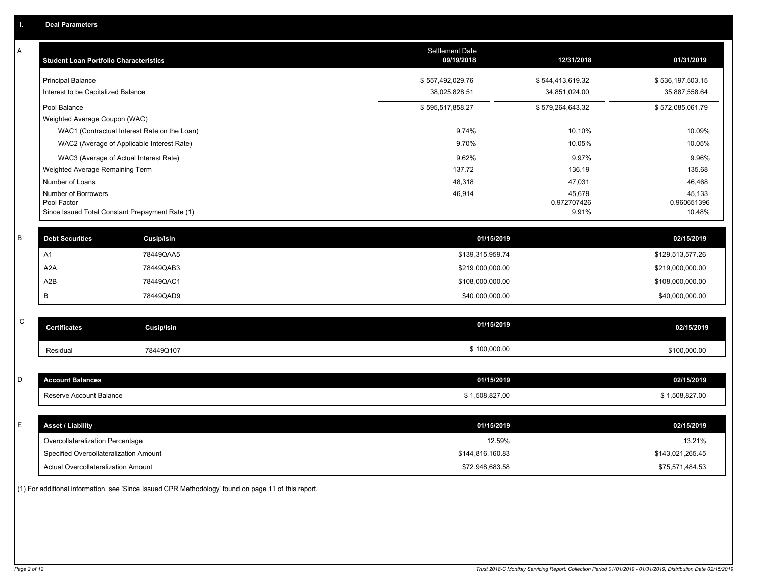# I. Deal Parameters

## A

| Student Loan Portfolio Characteristics | Settlement Date 09/19/2018 | 12/31/2018 | 01/31/2019 |
|---|---|---|---|
| Principal Balance | $ 557,492,029.76 | $ 544,413,619.32 | $ 536,197,503.15 |
| Interest to be Capitalized Balance | 38,025,828.51 | 34,851,024.00 | 35,887,558.64 |
| Pool Balance | $ 595,517,858.27 | $ 579,264,643.32 | $ 572,085,061.79 |
| Weighted Average Coupon (WAC) | | | |
| WAC1 (Contractual Interest Rate on the Loan) | 9.74% | 10.10% | 10.09% |
| WAC2 (Average of Applicable Interest Rate) | 9.70% | 10.05% | 10.05% |
| WAC3 (Average of Actual Interest Rate) | 9.62% | 9.97% | 9.96% |
| Weighted Average Remaining Term | 137.72 | 136.19 | 135.68 |
| Number of Loans | 48,318 | 47,031 | 46,468 |
| Number of Borrowers | 46,914 | 45,679 | 45,133 |
| Pool Factor | | 0.972707426 | 0.960651396 |
| Since Issued Total Constant Prepayment Rate (1) | | 9.91% | 10.48% |

## B

| Debt Securities | Cusip/Isin | 01/15/2019 | 02/15/2019 |
|---|---|---|---|
| A1 | 78449QAA5 | $139,315,959.74 | $129,513,577.26 |
| A2A | 78449QAB3 | $219,000,000.00 | $219,000,000.00 |
| A2B | 78449QAC1 | $108,000,000.00 | $108,000,000.00 |
| B | 78449QAD9 | $40,000,000.00 | $40,000,000.00 |

## C

| Certificates | Cusip/Isin | 01/15/2019 | 02/15/2019 |
|---|---|---|---|
| Residual | 78449Q107 | $ 100,000.00 | $100,000.00 |

## D

| Account Balances | 01/15/2019 | 02/15/2019 |
|---|---|---|
| Reserve Account Balance | $ 1,508,827.00 | $ 1,508,827.00 |

## E

| Asset / Liability | 01/15/2019 | 02/15/2019 |
|---|---|---|
| Overcollateralization Percentage | 12.59% | 13.21% |
| Specified Overcollateralization Amount | $144,816,160.83 | $143,021,265.45 |
| Actual Overcollateralization Amount | $72,948,683.58 | $75,571,484.53 |

(1) For additional information, see 'Since Issued CPR Methodology' found on page 11 of this report.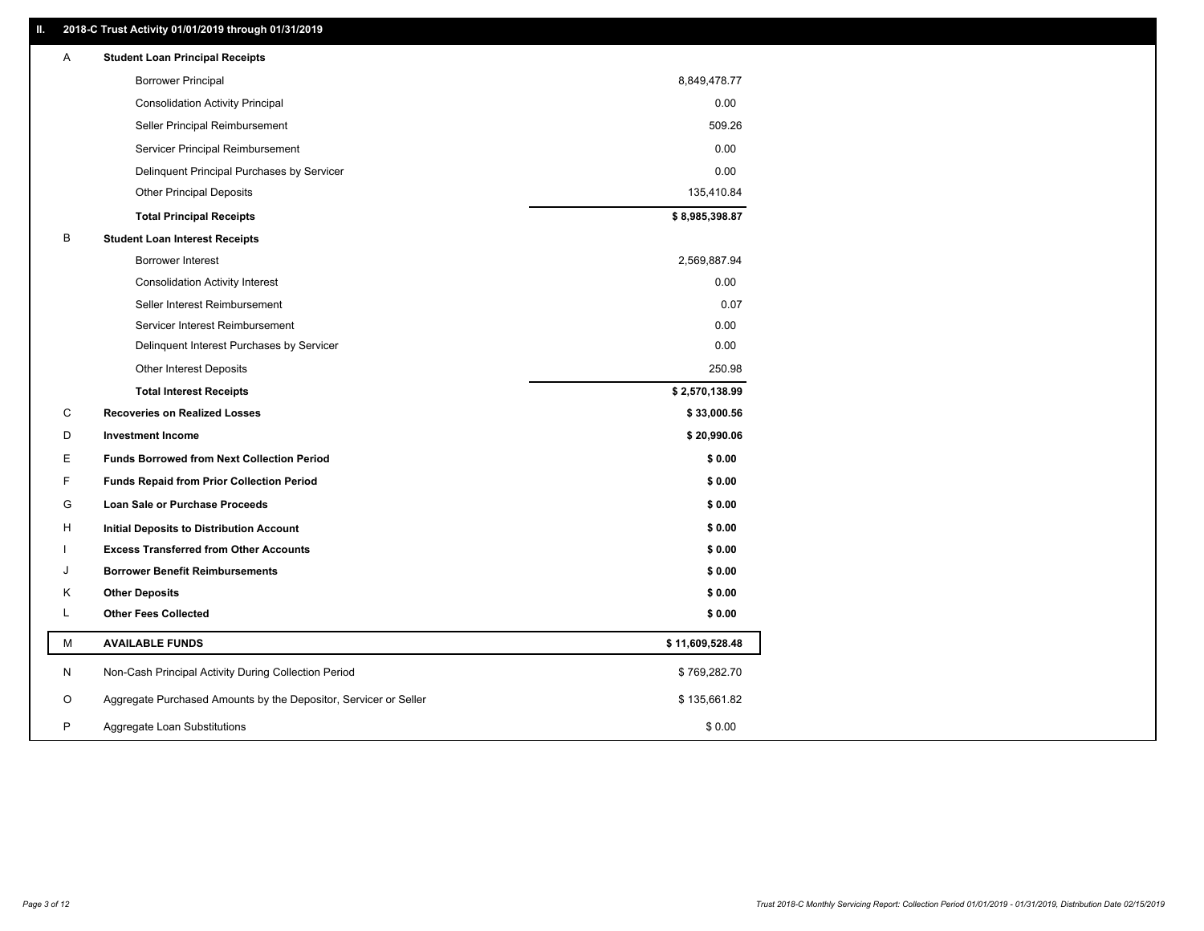## II. 2018-C Trust Activity 01/01/2019 through 01/31/2019

| | | |
|---|---|---|
| A | **Student Loan Principal Receipts** | |
| | Borrower Principal | 8,849,478.77 |
| | Consolidation Activity Principal | 0.00 |
| | Seller Principal Reimbursement | 509.26 |
| | Servicer Principal Reimbursement | 0.00 |
| | Delinquent Principal Purchases by Servicer | 0.00 |
| | Other Principal Deposits | 135,410.84 |
| | **Total Principal Receipts** | **$ 8,985,398.87** |
| B | **Student Loan Interest Receipts** | |
| | Borrower Interest | 2,569,887.94 |
| | Consolidation Activity Interest | 0.00 |
| | Seller Interest Reimbursement | 0.07 |
| | Servicer Interest Reimbursement | 0.00 |
| | Delinquent Interest Purchases by Servicer | 0.00 |
| | Other Interest Deposits | 250.98 |
| | **Total Interest Receipts** | **$ 2,570,138.99** |
| C | **Recoveries on Realized Losses** | **$ 33,000.56** |
| D | **Investment Income** | **$ 20,990.06** |
| E | **Funds Borrowed from Next Collection Period** | **$ 0.00** |
| F | **Funds Repaid from Prior Collection Period** | **$ 0.00** |
| G | **Loan Sale or Purchase Proceeds** | **$ 0.00** |
| H | **Initial Deposits to Distribution Account** | **$ 0.00** |
| I | **Excess Transferred from Other Accounts** | **$ 0.00** |
| J | **Borrower Benefit Reimbursements** | **$ 0.00** |
| K | **Other Deposits** | **$ 0.00** |
| L | **Other Fees Collected** | **$ 0.00** |
| M | **AVAILABLE FUNDS** | **$ 11,609,528.48** |
| N | Non-Cash Principal Activity During Collection Period | $ 769,282.70 |
| O | Aggregate Purchased Amounts by the Depositor, Servicer or Seller | $ 135,661.82 |
| P | Aggregate Loan Substitutions | $ 0.00 |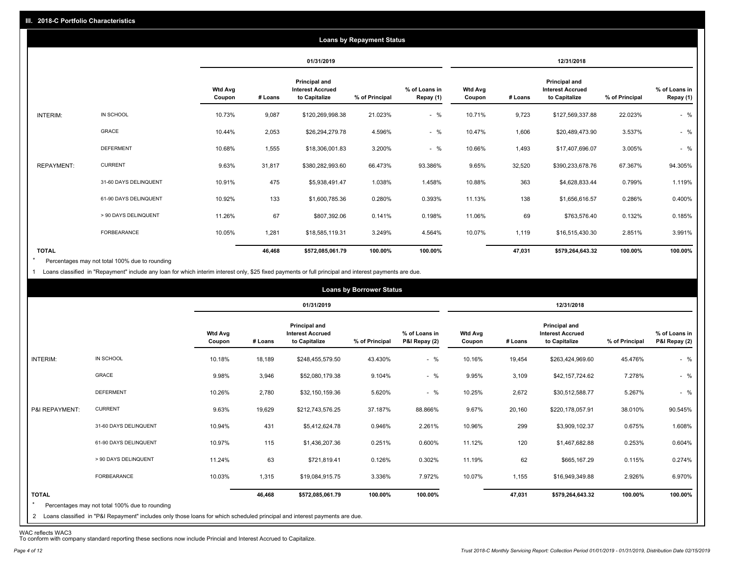## III. 2018-C Portfolio Characteristics

### Loans by Repayment Status

| | | 01/31/2019 | | | | | 12/31/2018 | | | | |
|---|---|---|---|---|---|---|---|---|---|---|---|
| | | Wtd Avg Coupon | # Loans | Principal and Interest Accrued to Capitalize | % of Principal | % of Loans in Repay (1) | Wtd Avg Coupon | # Loans | Principal and Interest Accrued to Capitalize | % of Principal | % of Loans in Repay (1) |
| INTERIM: | IN SCHOOL | 10.73% | 9,087 | $120,269,998.38 | 21.023% | - % | 10.71% | 9,723 | $127,569,337.88 | 22.023% | - % |
| | GRACE | 10.44% | 2,053 | $26,294,279.78 | 4.596% | - % | 10.47% | 1,606 | $20,489,473.90 | 3.537% | - % |
| | DEFERMENT | 10.68% | 1,555 | $18,306,001.83 | 3.200% | - % | 10.66% | 1,493 | $17,407,696.07 | 3.005% | - % |
| REPAYMENT: | CURRENT | 9.63% | 31,817 | $380,282,993.60 | 66.473% | 93.386% | 9.65% | 32,520 | $390,233,678.76 | 67.367% | 94.305% |
| | 31-60 DAYS DELINQUENT | 10.91% | 475 | $5,938,491.47 | 1.038% | 1.458% | 10.88% | 363 | $4,628,833.44 | 0.799% | 1.119% |
| | 61-90 DAYS DELINQUENT | 10.92% | 133 | $1,600,785.36 | 0.280% | 0.393% | 11.13% | 138 | $1,656,616.57 | 0.286% | 0.400% |
| | > 90 DAYS DELINQUENT | 11.26% | 67 | $807,392.06 | 0.141% | 0.198% | 11.06% | 69 | $763,576.40 | 0.132% | 0.185% |
| | FORBEARANCE | 10.05% | 1,281 | $18,585,119.31 | 3.249% | 4.564% | 10.07% | 1,119 | $16,515,430.30 | 2.851% | 3.991% |
| **TOTAL** | | | **46,468** | **$572,085,061.79** | **100.00%** | **100.00%** | | **47,031** | **$579,264,643.32** | **100.00%** | **100.00%** |

\* Percentages may not total 100% due to rounding

1 Loans classified in "Repayment" include any loan for which interim interest only, $25 fixed payments or full principal and interest payments are due.

### Loans by Borrower Status

| | | 01/31/2019 | | | | | 12/31/2018 | | | | |
|---|---|---|---|---|---|---|---|---|---|---|---|
| | | Wtd Avg Coupon | # Loans | Principal and Interest Accrued to Capitalize | % of Principal | % of Loans in P&I Repay (2) | Wtd Avg Coupon | # Loans | Principal and Interest Accrued to Capitalize | % of Principal | % of Loans in P&I Repay (2) |
| INTERIM: | IN SCHOOL | 10.18% | 18,189 | $248,455,579.50 | 43.430% | - % | 10.16% | 19,454 | $263,424,969.60 | 45.476% | - % |
| | GRACE | 9.98% | 3,946 | $52,080,179.38 | 9.104% | - % | 9.95% | 3,109 | $42,157,724.62 | 7.278% | - % |
| | DEFERMENT | 10.26% | 2,780 | $32,150,159.36 | 5.620% | - % | 10.25% | 2,672 | $30,512,588.77 | 5.267% | - % |
| P&I REPAYMENT: | CURRENT | 9.63% | 19,629 | $212,743,576.25 | 37.187% | 88.866% | 9.67% | 20,160 | $220,178,057.91 | 38.010% | 90.545% |
| | 31-60 DAYS DELINQUENT | 10.94% | 431 | $5,412,624.78 | 0.946% | 2.261% | 10.96% | 299 | $3,909,102.37 | 0.675% | 1.608% |
| | 61-90 DAYS DELINQUENT | 10.97% | 115 | $1,436,207.36 | 0.251% | 0.600% | 11.12% | 120 | $1,467,682.88 | 0.253% | 0.604% |
| | > 90 DAYS DELINQUENT | 11.24% | 63 | $721,819.41 | 0.126% | 0.302% | 11.19% | 62 | $665,167.29 | 0.115% | 0.274% |
| | FORBEARANCE | 10.03% | 1,315 | $19,084,915.75 | 3.336% | 7.972% | 10.07% | 1,155 | $16,949,349.88 | 2.926% | 6.970% |
| **TOTAL** | | | **46,468** | **$572,085,061.79** | **100.00%** | **100.00%** | | **47,031** | **$579,264,643.32** | **100.00%** | **100.00%** |

\* Percentages may not total 100% due to rounding

2 Loans classified in "P&I Repayment" includes only those loans for which scheduled principal and interest payments are due.

WAC reflects WAC3
To conform with company standard reporting these sections now include Princial and Interest Accrued to Capitalize.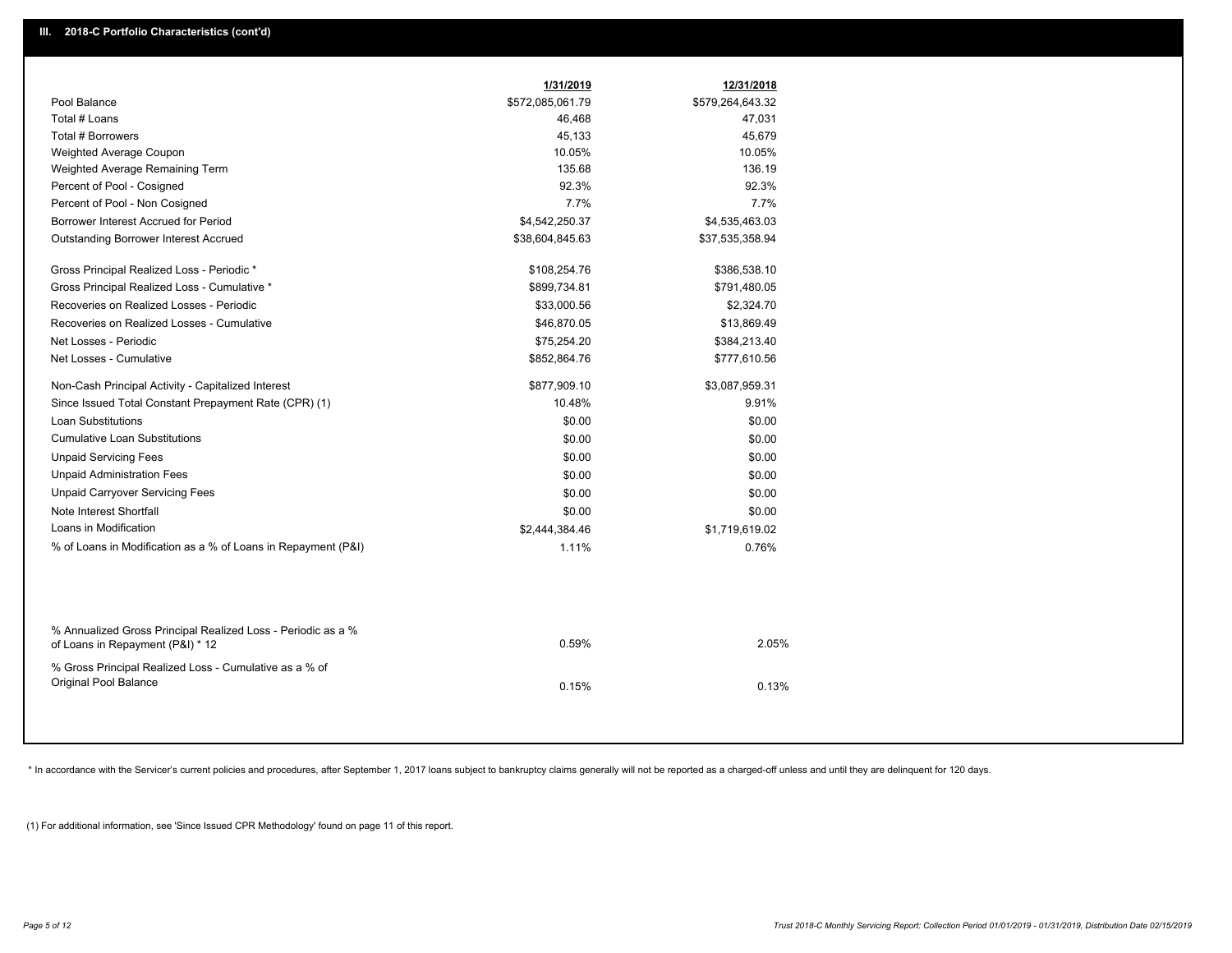## III. 2018-C Portfolio Characteristics (cont'd)

| | 1/31/2019 | 12/31/2018 |
|---|---|---|
| Pool Balance | $572,085,061.79 | $579,264,643.32 |
| Total # Loans | 46,468 | 47,031 |
| Total # Borrowers | 45,133 | 45,679 |
| Weighted Average Coupon | 10.05% | 10.05% |
| Weighted Average Remaining Term | 135.68 | 136.19 |
| Percent of Pool - Cosigned | 92.3% | 92.3% |
| Percent of Pool - Non Cosigned | 7.7% | 7.7% |
| Borrower Interest Accrued for Period | $4,542,250.37 | $4,535,463.03 |
| Outstanding Borrower Interest Accrued | $38,604,845.63 | $37,535,358.94 |
| Gross Principal Realized Loss - Periodic * | $108,254.76 | $386,538.10 |
| Gross Principal Realized Loss - Cumulative * | $899,734.81 | $791,480.05 |
| Recoveries on Realized Losses - Periodic | $33,000.56 | $2,324.70 |
| Recoveries on Realized Losses - Cumulative | $46,870.05 | $13,869.49 |
| Net Losses - Periodic | $75,254.20 | $384,213.40 |
| Net Losses - Cumulative | $852,864.76 | $777,610.56 |
| Non-Cash Principal Activity - Capitalized Interest | $877,909.10 | $3,087,959.31 |
| Since Issued Total Constant Prepayment Rate (CPR) (1) | 10.48% | 9.91% |
| Loan Substitutions | $0.00 | $0.00 |
| Cumulative Loan Substitutions | $0.00 | $0.00 |
| Unpaid Servicing Fees | $0.00 | $0.00 |
| Unpaid Administration Fees | $0.00 | $0.00 |
| Unpaid Carryover Servicing Fees | $0.00 | $0.00 |
| Note Interest Shortfall | $0.00 | $0.00 |
| Loans in Modification | $2,444,384.46 | $1,719,619.02 |
| % of Loans in Modification as a % of Loans in Repayment (P&I) | 1.11% | 0.76% |
| % Annualized Gross Principal Realized Loss - Periodic as a % of Loans in Repayment (P&I) * 12 | 0.59% | 2.05% |
| % Gross Principal Realized Loss - Cumulative as a % of Original Pool Balance | 0.15% | 0.13% |

* In accordance with the Servicer's current policies and procedures, after September 1, 2017 loans subject to bankruptcy claims generally will not be reported as a charged-off unless and until they are delinquent for 120 days.

(1) For additional information, see 'Since Issued CPR Methodology' found on page 11 of this report.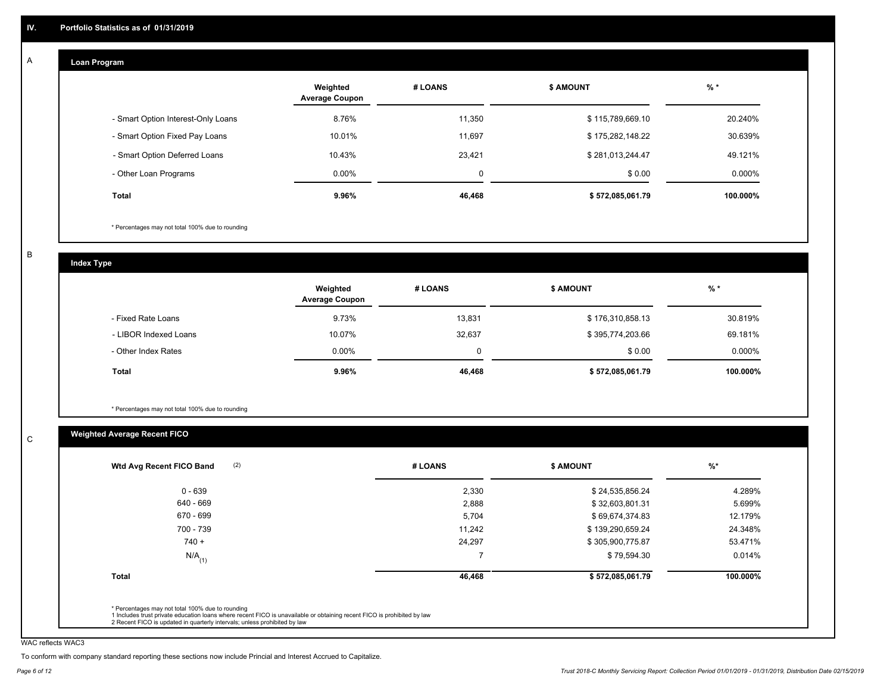## IV. Portfolio Statistics as of 01/31/2019

### A Loan Program

| | Weighted Average Coupon | # LOANS | $ AMOUNT | % * |
|---|---|---|---|---|
| - Smart Option Interest-Only Loans | 8.76% | 11,350 | $ 115,789,669.10 | 20.240% |
| - Smart Option Fixed Pay Loans | 10.01% | 11,697 | $ 175,282,148.22 | 30.639% |
| - Smart Option Deferred Loans | 10.43% | 23,421 | $ 281,013,244.47 | 49.121% |
| - Other Loan Programs | 0.00% | 0 | $ 0.00 | 0.000% |
| **Total** | **9.96%** | **46,468** | **$ 572,085,061.79** | **100.000%** |

* Percentages may not total 100% due to rounding

### B Index Type

| | Weighted Average Coupon | # LOANS | $ AMOUNT | % * |
|---|---|---|---|---|
| - Fixed Rate Loans | 9.73% | 13,831 | $ 176,310,858.13 | 30.819% |
| - LIBOR Indexed Loans | 10.07% | 32,637 | $ 395,774,203.66 | 69.181% |
| - Other Index Rates | 0.00% | 0 | $ 0.00 | 0.000% |
| **Total** | **9.96%** | **46,468** | **$ 572,085,061.79** | **100.000%** |

* Percentages may not total 100% due to rounding

### C Weighted Average Recent FICO

| Wtd Avg Recent FICO Band (2) | # LOANS | $ AMOUNT | %* |
|---|---|---|---|
| 0 - 639 | 2,330 | $ 24,535,856.24 | 4.289% |
| 640 - 669 | 2,888 | $ 32,603,801.31 | 5.699% |
| 670 - 699 | 5,704 | $ 69,674,374.83 | 12.179% |
| 700 - 739 | 11,242 | $ 139,290,659.24 | 24.348% |
| 740 + | 24,297 | $ 305,900,775.87 | 53.471% |
| N/A (1) | 7 | $ 79,594.30 | 0.014% |
| **Total** | **46,468** | **$ 572,085,061.79** | **100.000%** |

* Percentages may not total 100% due to rounding
1 Includes trust private education loans where recent FICO is unavailable or obtaining recent FICO is prohibited by law
2 Recent FICO is updated in quarterly intervals; unless prohibited by law

WAC reflects WAC3

To conform with company standard reporting these sections now include Princial and Interest Accrued to Capitalize.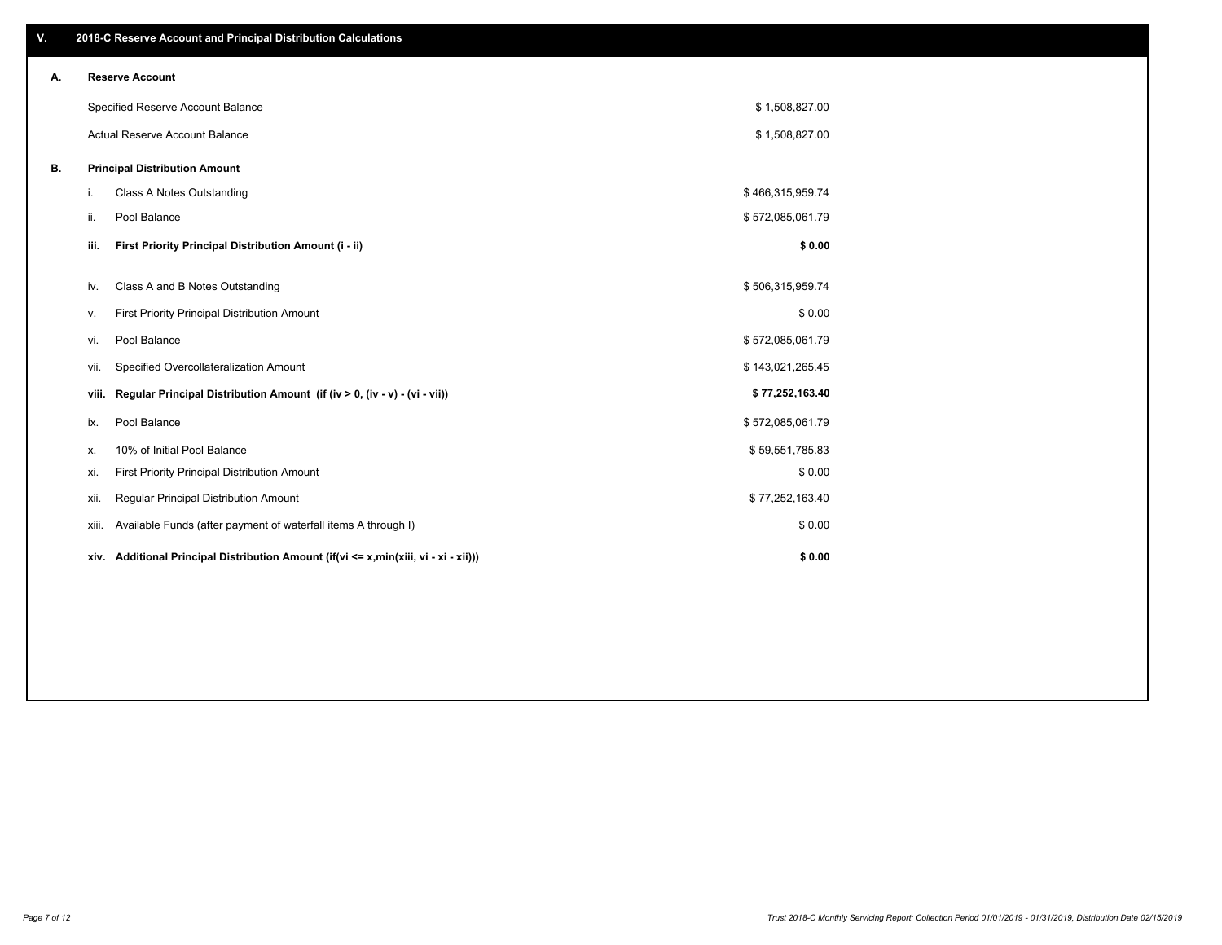## V. 2018-C Reserve Account and Principal Distribution Calculations

### A. Reserve Account

| | |
|---|---|
| Specified Reserve Account Balance | $ 1,508,827.00 |
| Actual Reserve Account Balance | $ 1,508,827.00 |

### B. Principal Distribution Amount

| | | |
|---|---|---|
| i. | Class A Notes Outstanding | $ 466,315,959.74 |
| ii. | Pool Balance | $ 572,085,061.79 |
| **iii.** | **First Priority Principal Distribution Amount (i - ii)** | **$ 0.00** |
| iv. | Class A and B Notes Outstanding | $ 506,315,959.74 |
| v. | First Priority Principal Distribution Amount | $ 0.00 |
| vi. | Pool Balance | $ 572,085,061.79 |
| vii. | Specified Overcollateralization Amount | $ 143,021,265.45 |
| **viii.** | **Regular Principal Distribution Amount (if (iv > 0, (iv - v) - (vi - vii))** | **$ 77,252,163.40** |
| ix. | Pool Balance | $ 572,085,061.79 |
| x. | 10% of Initial Pool Balance | $ 59,551,785.83 |
| xi. | First Priority Principal Distribution Amount | $ 0.00 |
| xii. | Regular Principal Distribution Amount | $ 77,252,163.40 |
| xiii. | Available Funds (after payment of waterfall items A through I) | $ 0.00 |
| **xiv.** | **Additional Principal Distribution Amount (if(vi <= x,min(xiii, vi - xi - xii)))** | **$ 0.00** |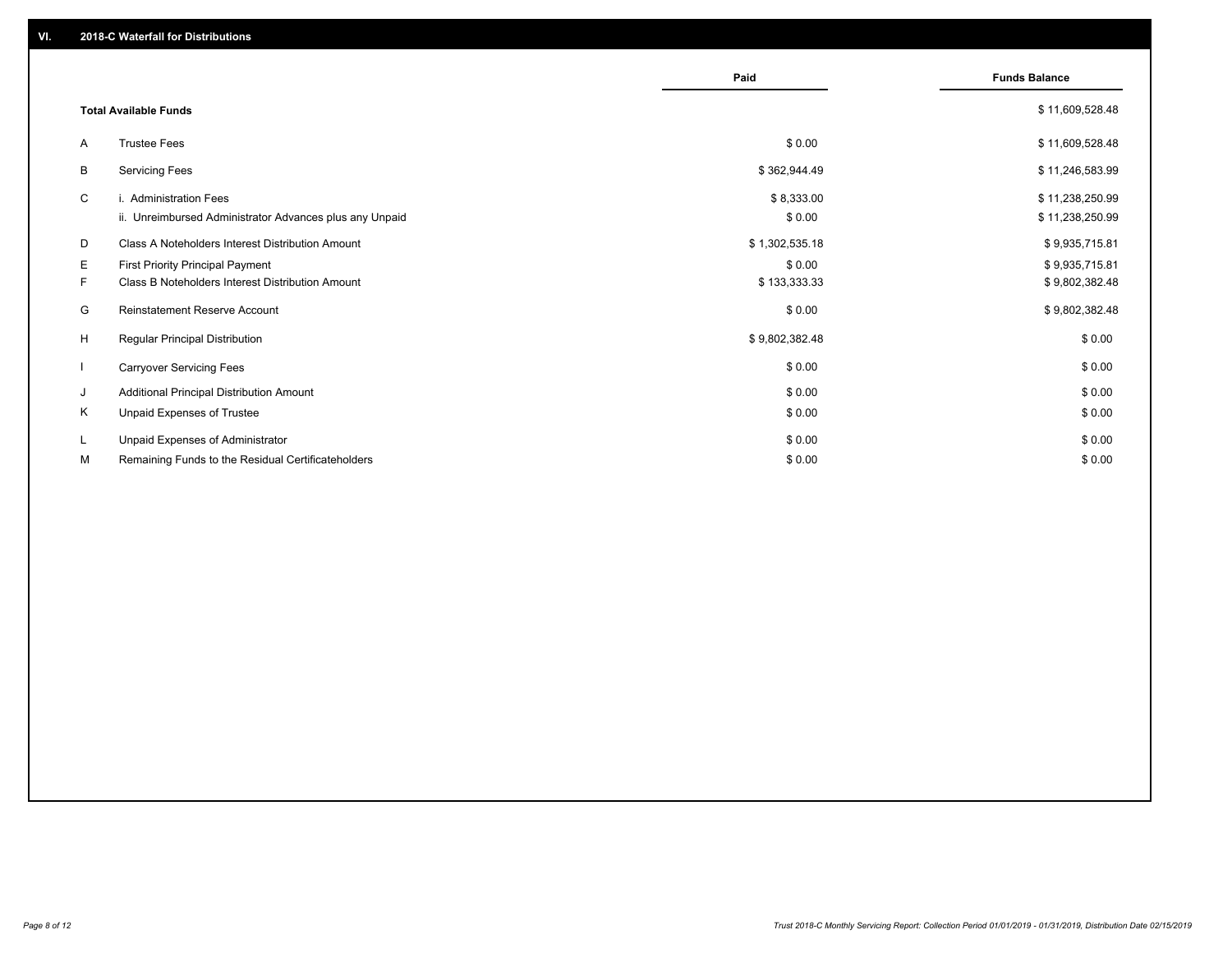## VI. 2018-C Waterfall for Distributions

| | | Paid | Funds Balance |
|---|---|---|---|
| | **Total Available Funds** | | $ 11,609,528.48 |
| A | Trustee Fees | $ 0.00 | $ 11,609,528.48 |
| B | Servicing Fees | $ 362,944.49 | $ 11,246,583.99 |
| C | i. Administration Fees | $ 8,333.00 | $ 11,238,250.99 |
| | ii. Unreimbursed Administrator Advances plus any Unpaid | $ 0.00 | $ 11,238,250.99 |
| D | Class A Noteholders Interest Distribution Amount | $ 1,302,535.18 | $ 9,935,715.81 |
| E | First Priority Principal Payment | $ 0.00 | $ 9,935,715.81 |
| F | Class B Noteholders Interest Distribution Amount | $ 133,333.33 | $ 9,802,382.48 |
| G | Reinstatement Reserve Account | $ 0.00 | $ 9,802,382.48 |
| H | Regular Principal Distribution | $ 9,802,382.48 | $ 0.00 |
| I | Carryover Servicing Fees | $ 0.00 | $ 0.00 |
| J | Additional Principal Distribution Amount | $ 0.00 | $ 0.00 |
| K | Unpaid Expenses of Trustee | $ 0.00 | $ 0.00 |
| L | Unpaid Expenses of Administrator | $ 0.00 | $ 0.00 |
| M | Remaining Funds to the Residual Certificateholders | $ 0.00 | $ 0.00 |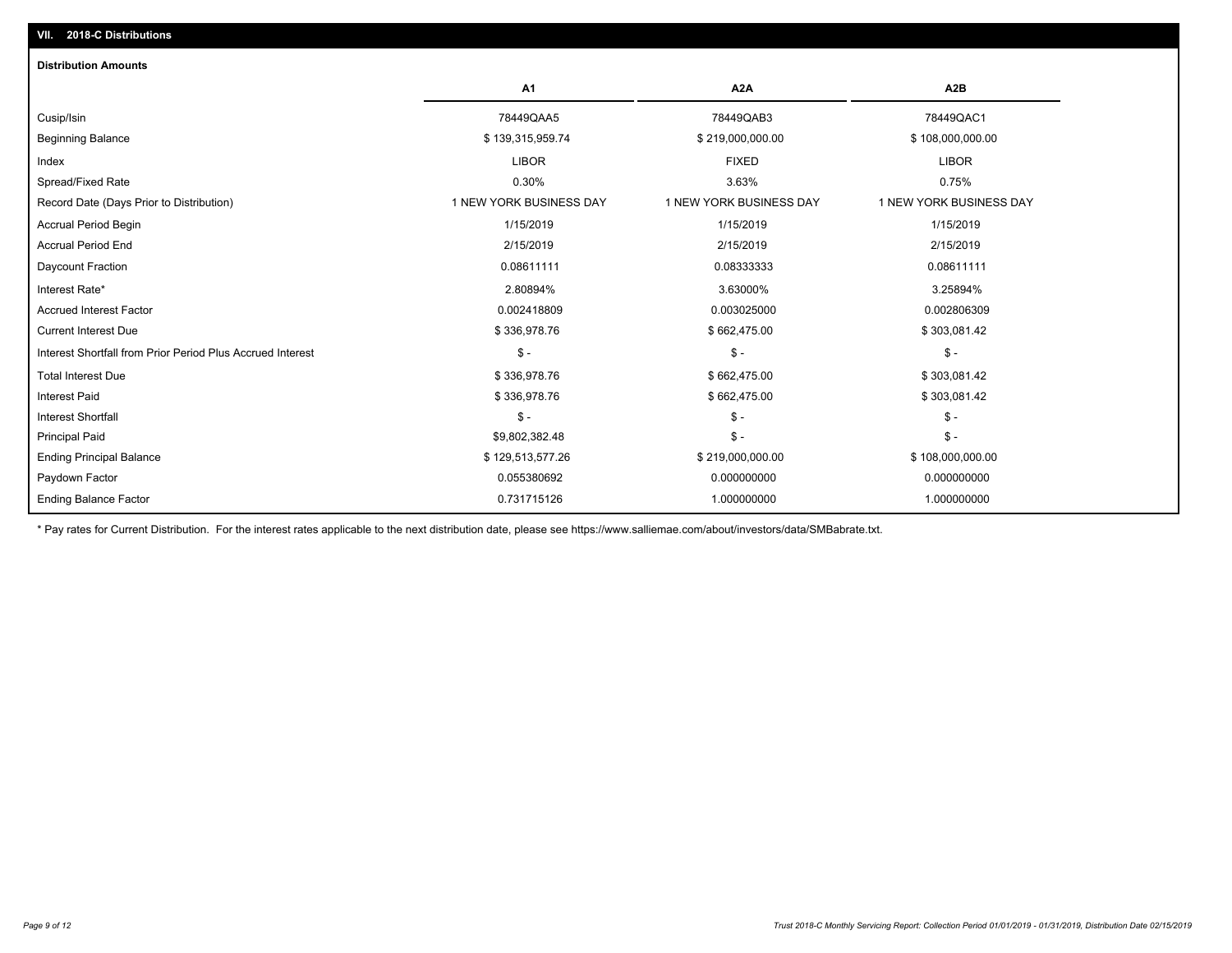## VII. 2018-C Distributions

### Distribution Amounts

| | A1 | A2A | A2B |
|---|---|---|---|
| Cusip/Isin | 78449QAA5 | 78449QAB3 | 78449QAC1 |
| Beginning Balance | $ 139,315,959.74 | $ 219,000,000.00 | $ 108,000,000.00 |
| Index | LIBOR | FIXED | LIBOR |
| Spread/Fixed Rate | 0.30% | 3.63% | 0.75% |
| Record Date (Days Prior to Distribution) | 1 NEW YORK BUSINESS DAY | 1 NEW YORK BUSINESS DAY | 1 NEW YORK BUSINESS DAY |
| Accrual Period Begin | 1/15/2019 | 1/15/2019 | 1/15/2019 |
| Accrual Period End | 2/15/2019 | 2/15/2019 | 2/15/2019 |
| Daycount Fraction | 0.08611111 | 0.08333333 | 0.08611111 |
| Interest Rate* | 2.80894% | 3.63000% | 3.25894% |
| Accrued Interest Factor | 0.002418809 | 0.003025000 | 0.002806309 |
| Current Interest Due | $ 336,978.76 | $ 662,475.00 | $ 303,081.42 |
| Interest Shortfall from Prior Period Plus Accrued Interest | $ - | $ - | $ - |
| Total Interest Due | $ 336,978.76 | $ 662,475.00 | $ 303,081.42 |
| Interest Paid | $ 336,978.76 | $ 662,475.00 | $ 303,081.42 |
| Interest Shortfall | $ - | $ - | $ - |
| Principal Paid | $9,802,382.48 | $ - | $ - |
| Ending Principal Balance | $ 129,513,577.26 | $ 219,000,000.00 | $ 108,000,000.00 |
| Paydown Factor | 0.055380692 | 0.000000000 | 0.000000000 |
| Ending Balance Factor | 0.731715126 | 1.000000000 | 1.000000000 |

* Pay rates for Current Distribution. For the interest rates applicable to the next distribution date, please see https://www.salliemae.com/about/investors/data/SMBabrate.txt.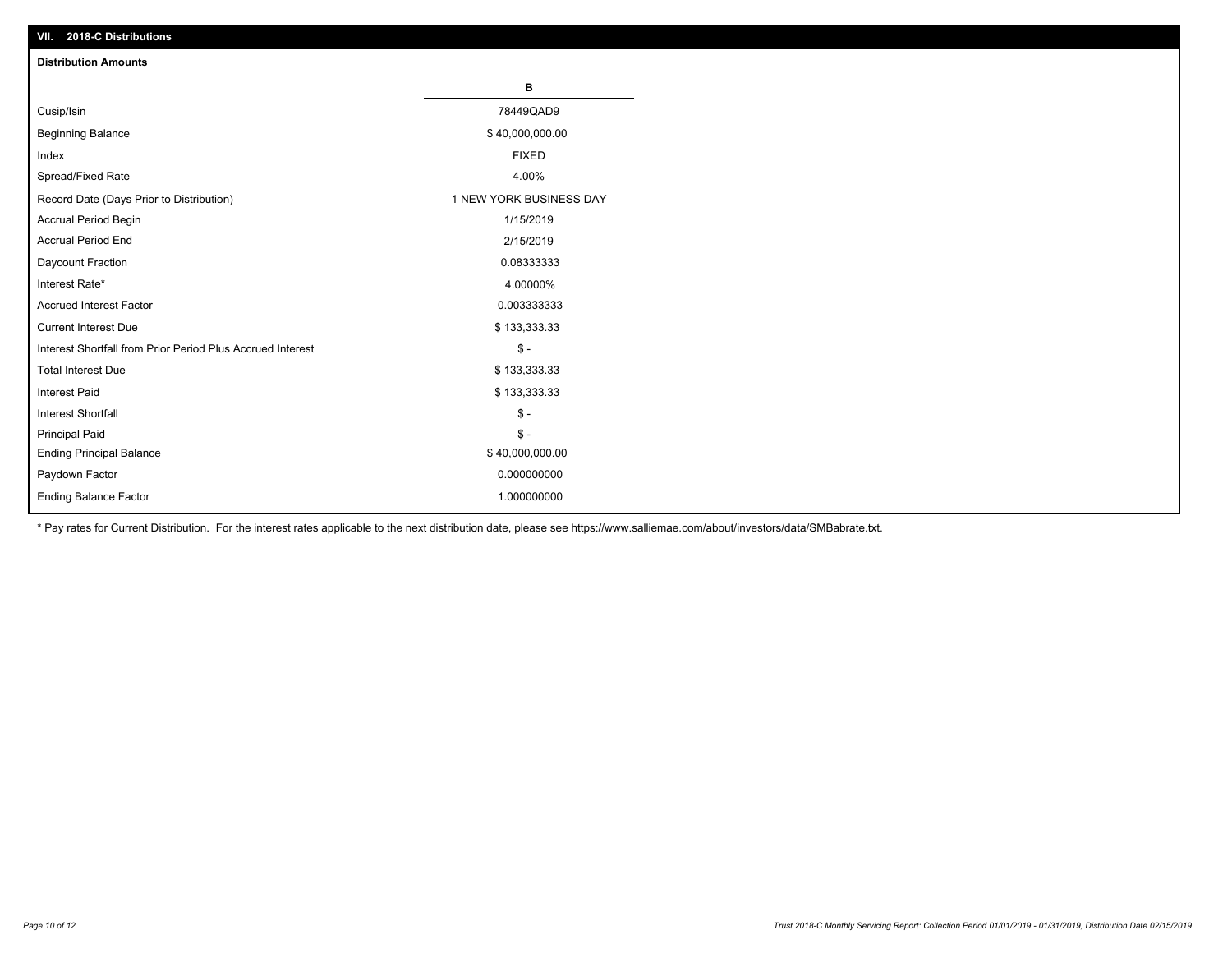## VII. 2018-C Distributions

### Distribution Amounts

| | B |
|---|---|
| Cusip/Isin | 78449QAD9 |
| Beginning Balance | $ 40,000,000.00 |
| Index | FIXED |
| Spread/Fixed Rate | 4.00% |
| Record Date (Days Prior to Distribution) | 1 NEW YORK BUSINESS DAY |
| Accrual Period Begin | 1/15/2019 |
| Accrual Period End | 2/15/2019 |
| Daycount Fraction | 0.08333333 |
| Interest Rate* | 4.00000% |
| Accrued Interest Factor | 0.003333333 |
| Current Interest Due | $ 133,333.33 |
| Interest Shortfall from Prior Period Plus Accrued Interest | $ - |
| Total Interest Due | $ 133,333.33 |
| Interest Paid | $ 133,333.33 |
| Interest Shortfall | $ - |
| Principal Paid | $ - |
| Ending Principal Balance | $ 40,000,000.00 |
| Paydown Factor | 0.000000000 |
| Ending Balance Factor | 1.000000000 |

* Pay rates for Current Distribution. For the interest rates applicable to the next distribution date, please see https://www.salliemae.com/about/investors/data/SMBabrate.txt.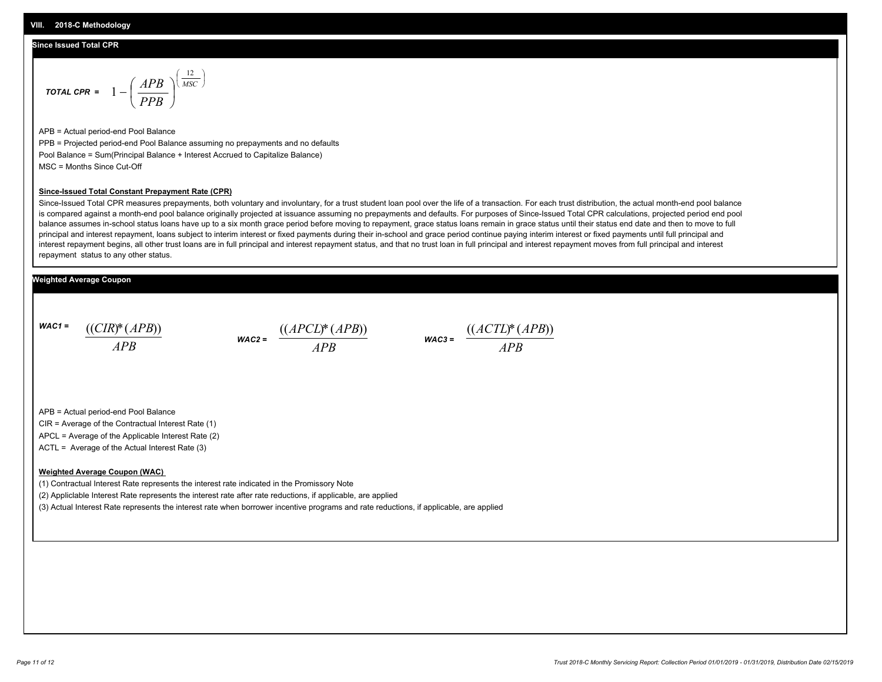## VIII. 2018-C Methodology

### Since Issued Total CPR

$$\textit{TOTAL CPR} = 1 - \left(\frac{APB}{PPB}\right)^{\left(\frac{12}{MSC}\right)}$$

APB = Actual period-end Pool Balance

PPB = Projected period-end Pool Balance assuming no prepayments and no defaults

Pool Balance = Sum(Principal Balance + Interest Accrued to Capitalize Balance)

MSC = Months Since Cut-Off

**Since-Issued Total Constant Prepayment Rate (CPR)**

Since-Issued Total CPR measures prepayments, both voluntary and involuntary, for a trust student loan pool over the life of a transaction. For each trust distribution, the actual month-end pool balance is compared against a month-end pool balance originally projected at issuance assuming no prepayments and defaults. For purposes of Since-Issued Total CPR calculations, projected period end pool balance assumes in-school status loans have up to a six month grace period before moving to repayment, grace status loans remain in grace status until their status end date and then to move to full principal and interest repayment, loans subject to interim interest or fixed payments during their in-school and grace period continue paying interim interest or fixed payments until full principal and interest repayment begins, all other trust loans are in full principal and interest repayment status, and that no trust loan in full principal and interest repayment moves from full principal and interest repayment status to any other status.

### Weighted Average Coupon

$$\textit{WAC1} = \frac{((CIR)*(APB))}{APB} \qquad \textit{WAC2} = \frac{((APCL)*(APB))}{APB} \qquad \textit{WAC3} = \frac{((ACTL)*(APB))}{APB}$$

APB = Actual period-end Pool Balance

CIR = Average of the Contractual Interest Rate (1)

APCL = Average of the Applicable Interest Rate (2)

ACTL = Average of the Actual Interest Rate (3)

**Weighted Average Coupon (WAC)**

(1) Contractual Interest Rate represents the interest rate indicated in the Promissory Note

(2) Appliclable Interest Rate represents the interest rate after rate reductions, if applicable, are applied

(3) Actual Interest Rate represents the interest rate when borrower incentive programs and rate reductions, if applicable, are applied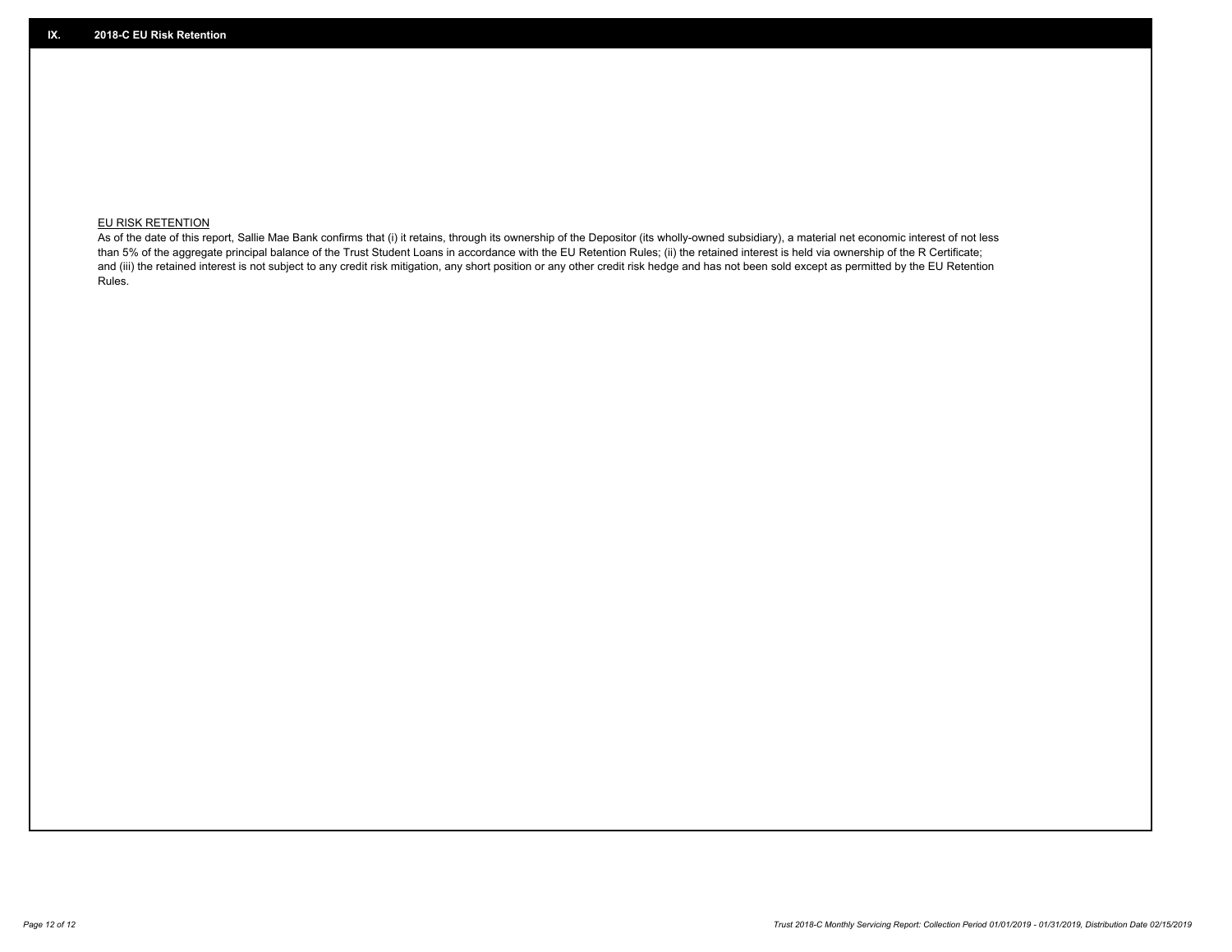## IX. 2018-C EU Risk Retention

EU RISK RETENTION

As of the date of this report, Sallie Mae Bank confirms that (i) it retains, through its ownership of the Depositor (its wholly-owned subsidiary), a material net economic interest of not less than 5% of the aggregate principal balance of the Trust Student Loans in accordance with the EU Retention Rules; (ii) the retained interest is held via ownership of the R Certificate; and (iii) the retained interest is not subject to any credit risk mitigation, any short position or any other credit risk hedge and has not been sold except as permitted by the EU Retention Rules.